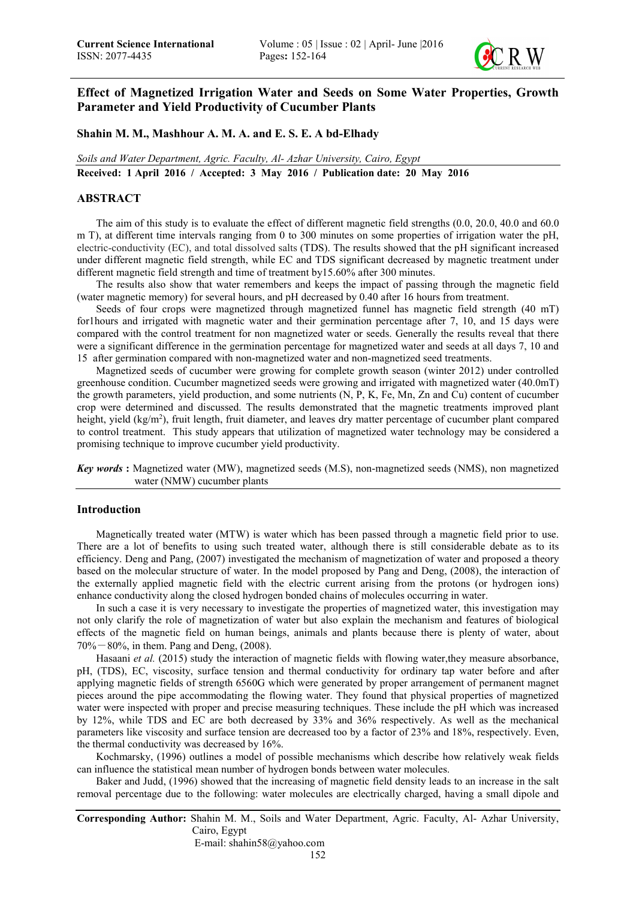# Effect of Magnetized Irrigation Water and Seeds on Some Water Properties, Growth Parameter and Yield Productivity of Cucumber Plants

**Shahin M. M., Mashhour A. M. A. and E. S. E. A bd-Elhady**

*Soils and Water Department, Agric. Faculty, Al- Azhar University, Cairo, Egypt*

**Received: 1 April 2016 / Accepted: 3 May 2016 / Publication date: 20 May 2016**

## ABSTRACT

The aim of this study is to evaluate the effect of different magnetic field strengths (0.0, 20.0, 40.0 and 60.0 m T), at different time intervals ranging from 0 to 300 minutes on some properties of irrigation water the pH, electric-conductivity (EC), and total dissolved salts (TDS). The results showed that the pH significant increased under different magnetic field strength, while EC and TDS significant decreased by magnetic treatment under different magnetic field strength and time of treatment by15.60% after 300 minutes.

The results also show that water remembers and keeps the impact of passing through the magnetic field (water magnetic memory) for several hours, and pH decreased by 0.40 after 16 hours from treatment.

Seeds of four crops were magnetized through magnetized funnel has magnetic field strength (40 mT) for1hours and irrigated with magnetic water and their germination percentage after 7, 10, and 15 days were compared with the control treatment for non magnetized water or seeds. Generally the results reveal that there were a significant difference in the germination percentage for magnetized water and seeds at all days 7, 10 and 15 after germination compared with non-magnetized water and non-magnetized seed treatments.

Magnetized seeds of cucumber were growing for complete growth season (winter 2012) under controlled greenhouse condition. Cucumber magnetized seeds were growing and irrigated with magnetized water (40.0mT) the growth parameters, yield production, and some nutrients (N, P, K, Fe, Mn, Zn and Cu) content of cucumber crop were determined and discussed. The results demonstrated that the magnetic treatments improved plant height, yield (kg/m$^2$), fruit length, fruit diameter, and leaves dry matter percentage of cucumber plant compared to control treatment. This study appears that utilization of magnetized water technology may be considered a promising technique to improve cucumber yield productivity.

***Key words*:** Magnetized water (MW), magnetized seeds (M.S), non-magnetized seeds (NMS), non magnetized water (NMW) cucumber plants

## Introduction

Magnetically treated water (MTW) is water which has been passed through a magnetic field prior to use. There are a lot of benefits to using such treated water, although there is still considerable debate as to its efficiency. Deng and Pang, (2007) investigated the mechanism of magnetization of water and proposed a theory based on the molecular structure of water. In the model proposed by Pang and Deng, (2008), the interaction of the externally applied magnetic field with the electric current arising from the protons (or hydrogen ions) enhance conductivity along the closed hydrogen bonded chains of molecules occurring in water.

In such a case it is very necessary to investigate the properties of magnetized water, this investigation may not only clarify the role of magnetization of water but also explain the mechanism and features of biological effects of the magnetic field on human beings, animals and plants because there is plenty of water, about 70%－80%, in them. Pang and Deng, (2008).

Hasaani *et al.* (2015) study the interaction of magnetic fields with flowing water,they measure absorbance, pH, (TDS), EC, viscosity, surface tension and thermal conductivity for ordinary tap water before and after applying magnetic fields of strength 6560G which were generated by proper arrangement of permanent magnet pieces around the pipe accommodating the flowing water. They found that physical properties of magnetized water were inspected with proper and precise measuring techniques. These include the pH which was increased by 12%, while TDS and EC are both decreased by 33% and 36% respectively. As well as the mechanical parameters like viscosity and surface tension are decreased too by a factor of 23% and 18%, respectively. Even, the thermal conductivity was decreased by 16%.

Kochmarsky, (1996) outlines a model of possible mechanisms which describe how relatively weak fields can influence the statistical mean number of hydrogen bonds between water molecules.

Baker and Judd, (1996) showed that the increasing of magnetic field density leads to an increase in the salt removal percentage due to the following: water molecules are electrically charged, having a small dipole and

**Corresponding Author:** Shahin M. M., Soils and Water Department, Agric. Faculty, Al- Azhar University, Cairo, Egypt
E-mail: shahin58@yahoo.com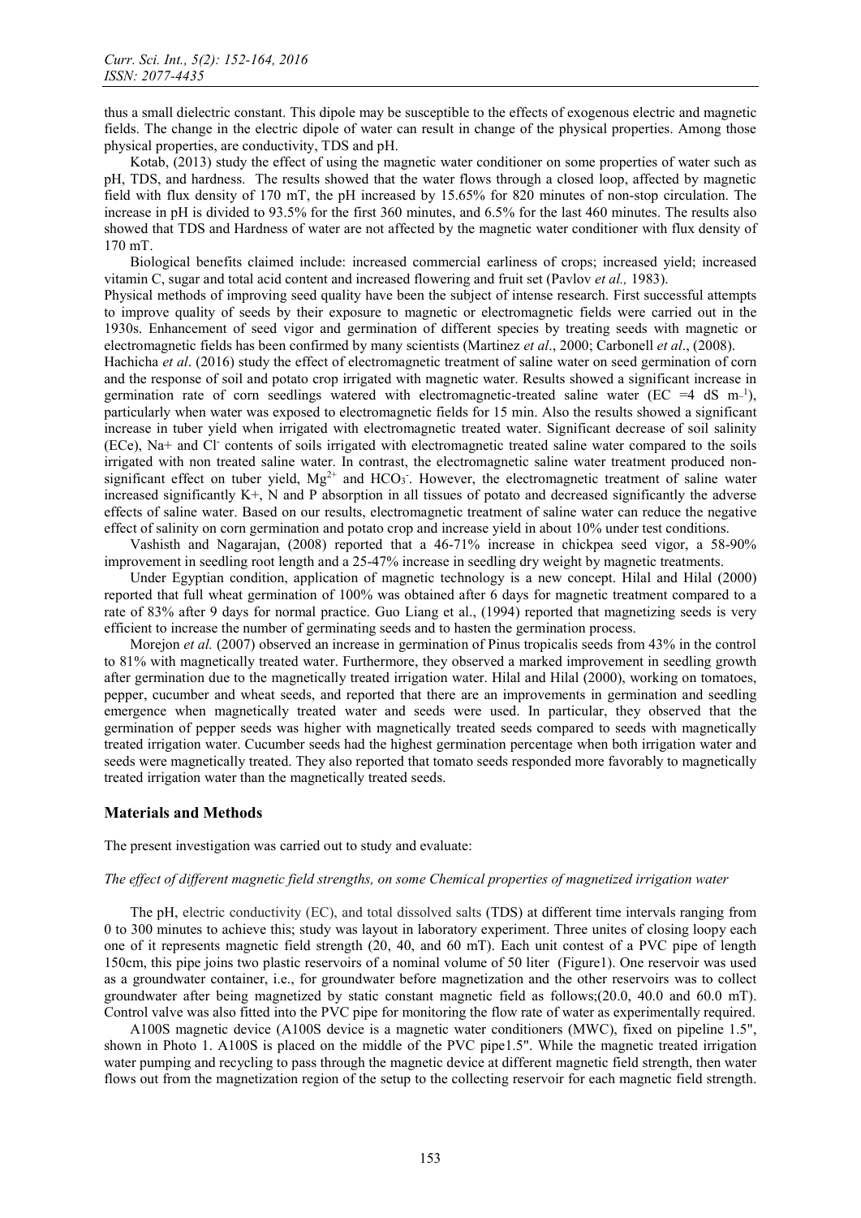thus a small dielectric constant. This dipole may be susceptible to the effects of exogenous electric and magnetic fields. The change in the electric dipole of water can result in change of the physical properties. Among those physical properties, are conductivity, TDS and pH.

Kotab, (2013) study the effect of using the magnetic water conditioner on some properties of water such as pH, TDS, and hardness. The results showed that the water flows through a closed loop, affected by magnetic field with flux density of 170 mT, the pH increased by 15.65% for 820 minutes of non-stop circulation. The increase in pH is divided to 93.5% for the first 360 minutes, and 6.5% for the last 460 minutes. The results also showed that TDS and Hardness of water are not affected by the magnetic water conditioner with flux density of 170 mT.

Biological benefits claimed include: increased commercial earliness of crops; increased yield; increased vitamin C, sugar and total acid content and increased flowering and fruit set (Pavlov *et al.,* 1983).

Physical methods of improving seed quality have been the subject of intense research. First successful attempts to improve quality of seeds by their exposure to magnetic or electromagnetic fields were carried out in the 1930s. Enhancement of seed vigor and germination of different species by treating seeds with magnetic or electromagnetic fields has been confirmed by many scientists (Martinez *et al*., 2000; Carbonell *et al*., (2008).

Hachicha *et al*. (2016) study the effect of electromagnetic treatment of saline water on seed germination of corn and the response of soil and potato crop irrigated with magnetic water. Results showed a significant increase in germination rate of corn seedlings watered with electromagnetic-treated saline water (EC =4 dS $m^{-1}$), particularly when water was exposed to electromagnetic fields for 15 min. Also the results showed a significant increase in tuber yield when irrigated with electromagnetic treated water. Significant decrease of soil salinity (ECe), $Na^+$ and $Cl^-$ contents of soils irrigated with electromagnetic treated saline water compared to the soils irrigated with non treated saline water. In contrast, the electromagnetic saline water treatment produced non-significant effect on tuber yield, $Mg^{2+}$ and $HCO_3^-$. However, the electromagnetic treatment of saline water increased significantly $K^+$, N and P absorption in all tissues of potato and decreased significantly the adverse effects of saline water. Based on our results, electromagnetic treatment of saline water can reduce the negative effect of salinity on corn germination and potato crop and increase yield in about 10% under test conditions.

Vashisth and Nagarajan, (2008) reported that a 46-71% increase in chickpea seed vigor, a 58-90% improvement in seedling root length and a 25-47% increase in seedling dry weight by magnetic treatments.

Under Egyptian condition, application of magnetic technology is a new concept. Hilal and Hilal (2000) reported that full wheat germination of 100% was obtained after 6 days for magnetic treatment compared to a rate of 83% after 9 days for normal practice. Guo Liang et al., (1994) reported that magnetizing seeds is very efficient to increase the number of germinating seeds and to hasten the germination process.

Morejon *et al.* (2007) observed an increase in germination of Pinus tropicalis seeds from 43% in the control to 81% with magnetically treated water. Furthermore, they observed a marked improvement in seedling growth after germination due to the magnetically treated irrigation water. Hilal and Hilal (2000), working on tomatoes, pepper, cucumber and wheat seeds, and reported that there are an improvements in germination and seedling emergence when magnetically treated water and seeds were used. In particular, they observed that the germination of pepper seeds was higher with magnetically treated seeds compared to seeds with magnetically treated irrigation water. Cucumber seeds had the highest germination percentage when both irrigation water and seeds were magnetically treated. They also reported that tomato seeds responded more favorably to magnetically treated irrigation water than the magnetically treated seeds.

## Materials and Methods

The present investigation was carried out to study and evaluate:

*The effect of different magnetic field strengths, on some Chemical properties of magnetized irrigation water*

The pH, electric conductivity (EC), and total dissolved salts (TDS) at different time intervals ranging from 0 to 300 minutes to achieve this; study was layout in laboratory experiment. Three unites of closing loopy each one of it represents magnetic field strength (20, 40, and 60 mT). Each unit contest of a PVC pipe of length 150cm, this pipe joins two plastic reservoirs of a nominal volume of 50 liter (Figure1). One reservoir was used as a groundwater container, i.e., for groundwater before magnetization and the other reservoirs was to collect groundwater after being magnetized by static constant magnetic field as follows;(20.0, 40.0 and 60.0 mT). Control valve was also fitted into the PVC pipe for monitoring the flow rate of water as experimentally required.

A100S magnetic device (A100S device is a magnetic water conditioners (MWC), fixed on pipeline 1.5", shown in Photo 1. A100S is placed on the middle of the PVC pipe1.5". While the magnetic treated irrigation water pumping and recycling to pass through the magnetic device at different magnetic field strength, then water flows out from the magnetization region of the setup to the collecting reservoir for each magnetic field strength.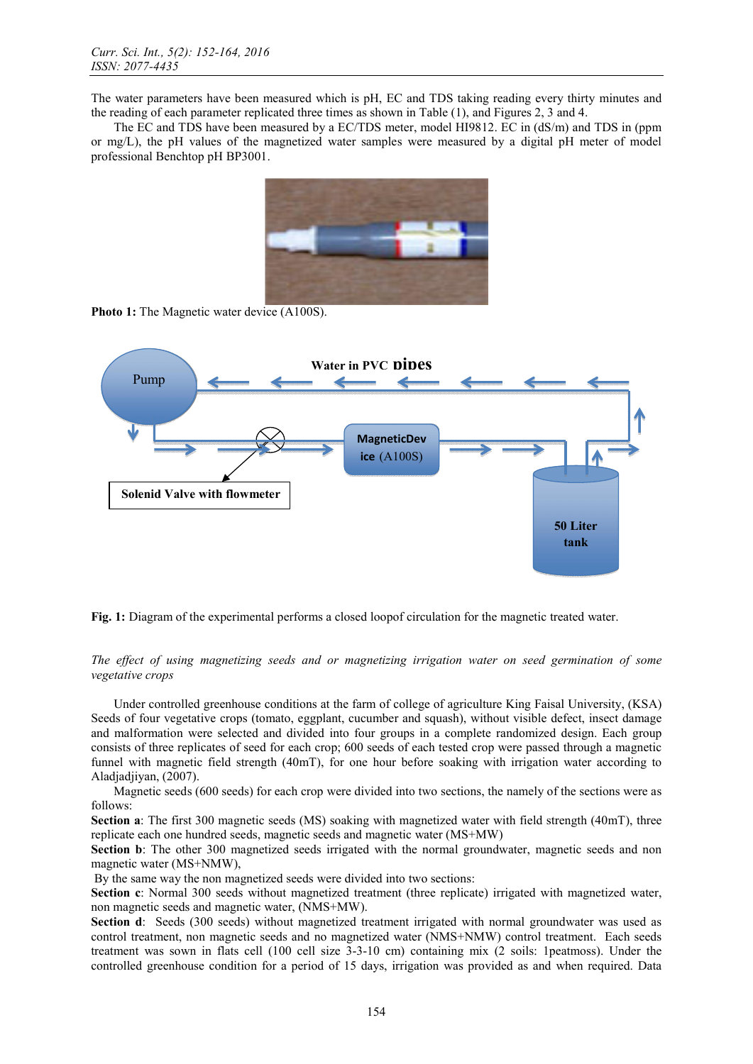The water parameters have been measured which is pH, EC and TDS taking reading every thirty minutes and the reading of each parameter replicated three times as shown in Table (1), and Figures 2, 3 and 4.

The EC and TDS have been measured by a EC/TDS meter, model HI9812. EC in (dS/m) and TDS in (ppm or mg/L), the pH values of the magnetized water samples were measured by a digital pH meter of model professional Benchtop pH BP3001.

**Photo 1:** The Magnetic water device (A100S).

**Fig. 1:** Diagram of the experimental performs a closed loopof circulation for the magnetic treated water.

*The effect of using magnetizing seeds and or magnetizing irrigation water on seed germination of some vegetative crops*

Under controlled greenhouse conditions at the farm of college of agriculture King Faisal University, (KSA) Seeds of four vegetative crops (tomato, eggplant, cucumber and squash), without visible defect, insect damage and malformation were selected and divided into four groups in a complete randomized design. Each group consists of three replicates of seed for each crop; 600 seeds of each tested crop were passed through a magnetic funnel with magnetic field strength (40mT), for one hour before soaking with irrigation water according to Aladjadjiyan, (2007).

Magnetic seeds (600 seeds) for each crop were divided into two sections, the namely of the sections were as follows:

**Section a**: The first 300 magnetic seeds (MS) soaking with magnetized water with field strength (40mT), three replicate each one hundred seeds, magnetic seeds and magnetic water (MS+MW)

**Section b**: The other 300 magnetized seeds irrigated with the normal groundwater, magnetic seeds and non magnetic water (MS+NMW),

By the same way the non magnetized seeds were divided into two sections:

**Section c**: Normal 300 seeds without magnetized treatment (three replicate) irrigated with magnetized water, non magnetic seeds and magnetic water, (NMS+MW).

**Section d**: Seeds (300 seeds) without magnetized treatment irrigated with normal groundwater was used as control treatment, non magnetic seeds and no magnetized water (NMS+NMW) control treatment. Each seeds treatment was sown in flats cell (100 cell size 3-3-10 cm) containing mix (2 soils: 1peatmoss). Under the controlled greenhouse condition for a period of 15 days, irrigation was provided as and when required. Data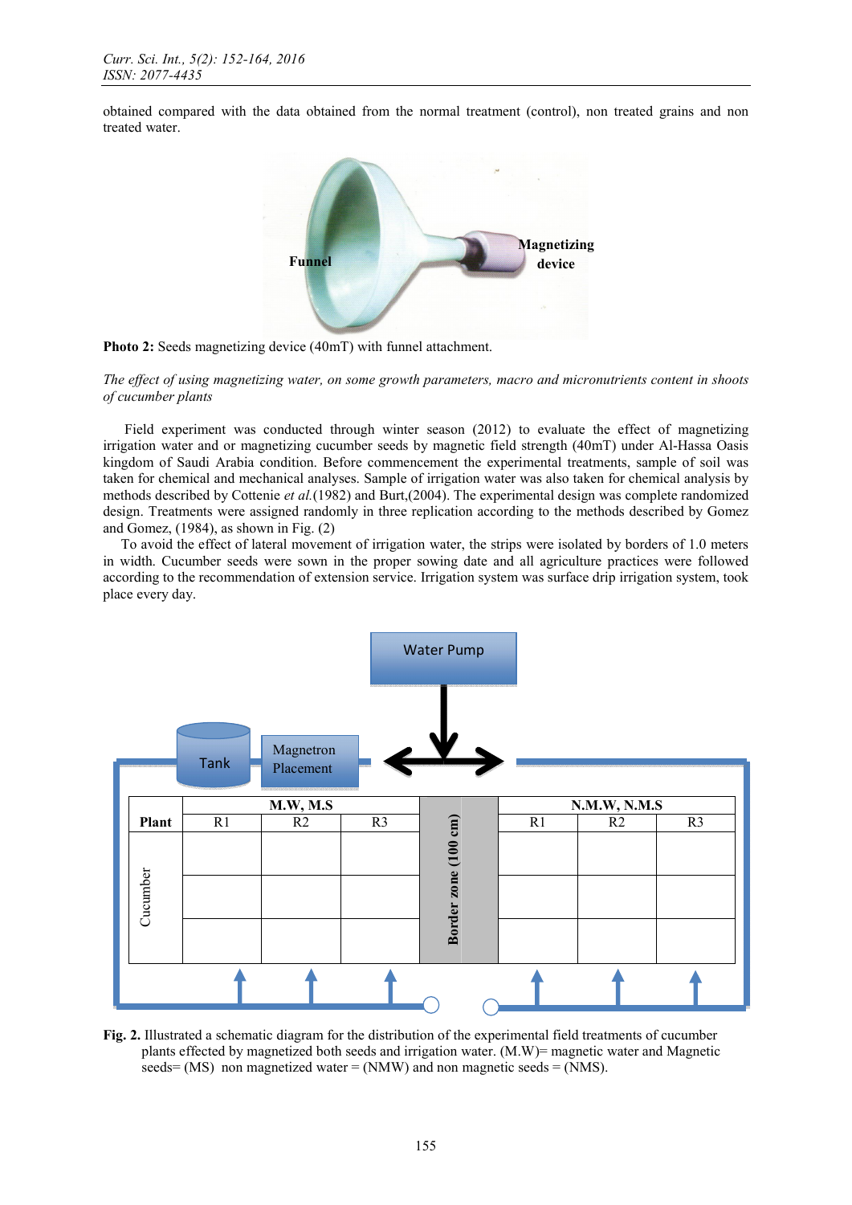obtained compared with the data obtained from the normal treatment (control), non treated grains and non treated water.

**Photo 2:** Seeds magnetizing device (40mT) with funnel attachment.

*The effect of using magnetizing water, on some growth parameters, macro and micronutrients content in shoots of cucumber plants*

Field experiment was conducted through winter season (2012) to evaluate the effect of magnetizing irrigation water and or magnetizing cucumber seeds by magnetic field strength (40mT) under Al-Hassa Oasis kingdom of Saudi Arabia condition. Before commencement the experimental treatments, sample of soil was taken for chemical and mechanical analyses. Sample of irrigation water was also taken for chemical analysis by methods described by Cottenie *et al.*(1982) and Burt,(2004). The experimental design was complete randomized design. Treatments were assigned randomly in three replication according to the methods described by Gomez and Gomez, (1984), as shown in Fig. (2)

To avoid the effect of lateral movement of irrigation water, the strips were isolated by borders of 1.0 meters in width. Cucumber seeds were sown in the proper sowing date and all agriculture practices were followed according to the recommendation of extension service. Irrigation system was surface drip irrigation system, took place every day.

**Fig. 2.** Illustrated a schematic diagram for the distribution of the experimental field treatments of cucumber plants effected by magnetized both seeds and irrigation water. (M.W)= magnetic water and Magnetic seeds= (MS) non magnetized water = (NMW) and non magnetic seeds = (NMS).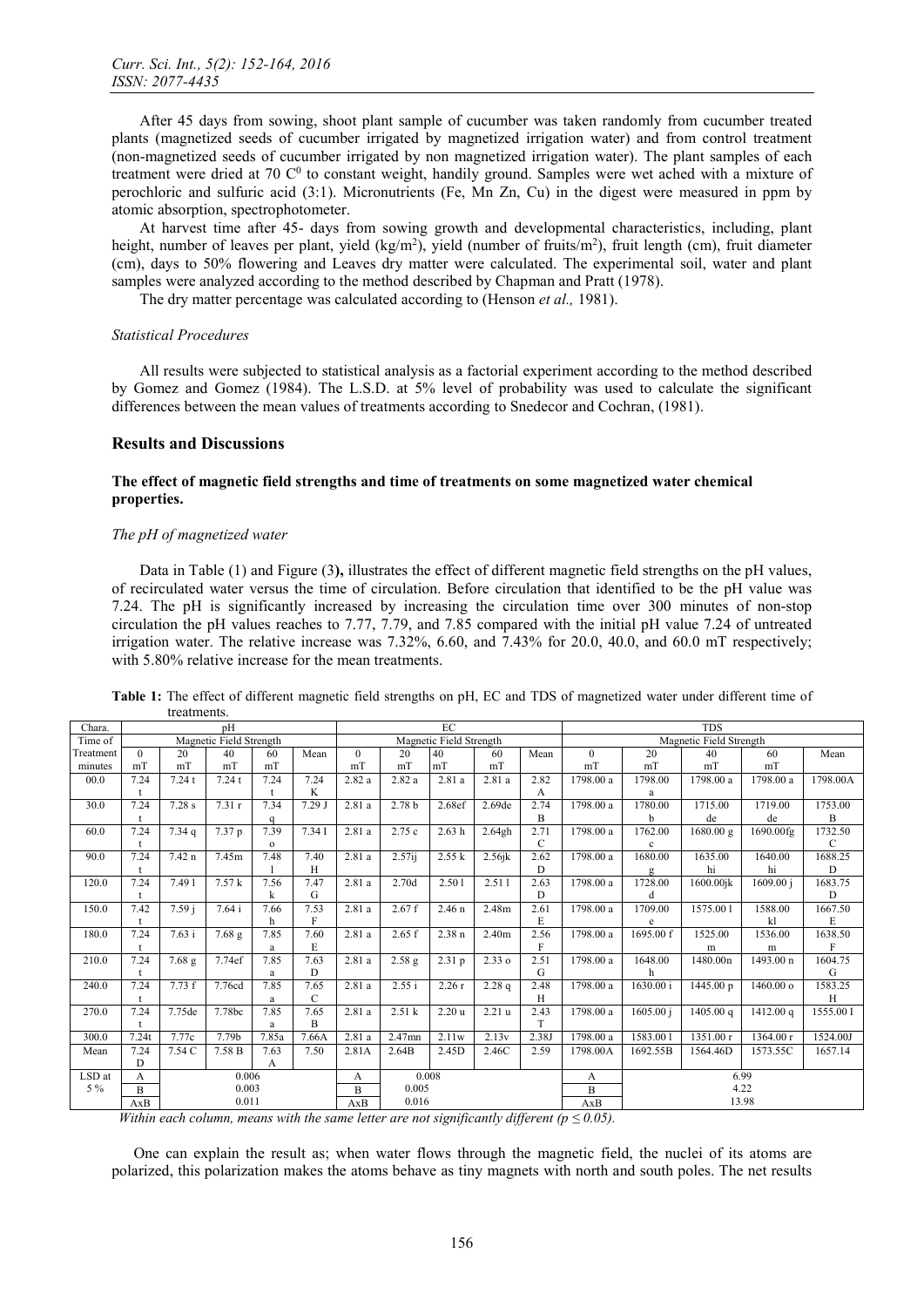After 45 days from sowing, shoot plant sample of cucumber was taken randomly from cucumber treated plants (magnetized seeds of cucumber irrigated by magnetized irrigation water) and from control treatment (non-magnetized seeds of cucumber irrigated by non magnetized irrigation water). The plant samples of each treatment were dried at 70 $C^0$ to constant weight, handily ground. Samples were wet ached with a mixture of perochloric and sulfuric acid (3:1). Micronutrients (Fe, Mn Zn, Cu) in the digest were measured in ppm by atomic absorption, spectrophotometer.

At harvest time after 45- days from sowing growth and developmental characteristics, including, plant height, number of leaves per plant, yield (kg/$m^2$), yield (number of fruits/$m^2$), fruit length (cm), fruit diameter (cm), days to 50% flowering and Leaves dry matter were calculated. The experimental soil, water and plant samples were analyzed according to the method described by Chapman and Pratt (1978).

The dry matter percentage was calculated according to (Henson *et al.,* 1981).

### *Statistical Procedures*

All results were subjected to statistical analysis as a factorial experiment according to the method described by Gomez and Gomez (1984). The L.S.D. at 5% level of probability was used to calculate the significant differences between the mean values of treatments according to Snedecor and Cochran, (1981).

## Results and Discussions

### The effect of magnetic field strengths and time of treatments on some magnetized water chemical properties.

#### *The pH of magnetized water*

Data in Table (1) and Figure (3**),** illustrates the effect of different magnetic field strengths on the pH values, of recirculated water versus the time of circulation. Before circulation that identified to be the pH value was 7.24. The pH is significantly increased by increasing the circulation time over 300 minutes of non-stop circulation the pH values reaches to 7.77, 7.79, and 7.85 compared with the initial pH value 7.24 of untreated irrigation water. The relative increase was 7.32%, 6.60, and 7.43% for 20.0, 40.0, and 60.0 mT respectively; with 5.80% relative increase for the mean treatments.

**Table 1:** The effect of different magnetic field strengths on pH, EC and TDS of magnetized water under different time of treatments.

| Chara. | pH | | | | | EC | | | | | TDS | | | | |
|---|---|---|---|---|---|---|---|---|---|---|---|---|---|---|---|
| Time of | Magnetic Field Strength | | | | | Magnetic Field Strength | | | | | Magnetic Field Strength | | | | |
| Treatment minutes | 0 mT | 20 mT | 40 mT | 60 mT | Mean | 0 mT | 20 mT | 40 mT | 60 mT | Mean | 0 mT | 20 mT | 40 mT | 60 mT | Mean |
| 00.0 | 7.24 t | 7.24 t | 7.24 t | 7.24 t | 7.24 K | 2.82 a | 2.82 a | 2.81 a | 2.81 a | 2.82 A | 1798.00 a | 1798.00 a | 1798.00 a | 1798.00 a | 1798.00A |
| 30.0 | 7.24 t | 7.28 s | 7.31 r | 7.34 q | 7.29 J | 2.81 a | 2.78 b | 2.68ef | 2.69de | 2.74 B | 1798.00 a | 1780.00 b | 1715.00 de | 1719.00 de | 1753.00 B |
| 60.0 | 7.24 t | 7.34 q | 7.37 p | 7.39 o | 7.34 I | 2.81 a | 2.75 c | 2.63 h | 2.64gh | 2.71 C | 1798.00 a | 1762.00 c | 1680.00 g | 1690.00fg | 1732.50 C |
| 90.0 | 7.24 t | 7.42 n | 7.45m | 7.48 l | 7.40 H | 2.81 a | 2.57ij | 2.55 k | 2.56jk | 2.62 D | 1798.00 a | 1680.00 g | 1635.00 hi | 1640.00 hi | 1688.25 D |
| 120.0 | 7.24 t | 7.49 l | 7.57 k | 7.56 k | 7.47 G | 2.81 a | 2.70d | 2.50 l | 2.51 l | 2.63 D | 1798.00 a | 1728.00 d | 1600.00jk | 1609.00 j | 1683.75 D |
| 150.0 | 7.42 t | 7.59 j | 7.64 i | 7.66 h | 7.53 F | 2.81 a | 2.67 f | 2.46 n | 2.48m | 2.61 E | 1798.00 a | 1709.00 e | 1575.00 l | 1588.00 kl | 1667.50 E |
| 180.0 | 7.24 t | 7.63 i | 7.68 g | 7.85 a | 7.60 E | 2.81 a | 2.65 f | 2.38 n | 2.40m | 2.56 F | 1798.00 a | 1695.00 f | 1525.00 m | 1536.00 m | 1638.50 F |
| 210.0 | 7.24 t | 7.68 g | 7.74ef | 7.85 a | 7.63 D | 2.81 a | 2.58 g | 2.31 p | 2.33 o | 2.51 G | 1798.00 a | 1648.00 h | 1480.00n | 1493.00 n | 1604.75 G |
| 240.0 | 7.24 t | 7.73 f | 7.76cd | 7.85 a | 7.65 C | 2.81 a | 2.55 i | 2.26 r | 2.28 q | 2.48 H | 1798.00 a | 1630.00 i | 1445.00 p | 1460.00 o | 1583.25 H |
| 270.0 | 7.24 t | 7.75de | 7.78bc | 7.85 a | 7.65 B | 2.81 a | 2.51 k | 2.20 u | 2.21 u | 2.43 T | 1798.00 a | 1605.00 j | 1405.00 q | 1412.00 q | 1555.00 I |
| 300.0 | 7.24t | 7.77c | 7.79b | 7.85a | 7.66A | 2.81 a | 2.47mn | 2.11w | 2.13v | 2.38J | 1798.00 a | 1583.00 l | 1351.00 r | 1364.00 r | 1524.00J |
| Mean | 7.24 D | 7.54 C | 7.58 B | 7.63 A | 7.50 | 2.81A | 2.64B | 2.45D | 2.46C | 2.59 | 1798.00A | 1692.55B | 1564.46D | 1573.55C | 1657.14 |
| LSD at 5 % | A | 0.006 | | | | A | 0.008 | | | | A | 6.99 | | | |
| | B | 0.003 | | | | B | 0.005 | | | | B | 4.22 | | | |
| | AxB | 0.011 | | | | AxB | 0.016 | | | | AxB | 13.98 | | | |

*Within each column, means with the same letter are not significantly different (p ≤ 0.05).*

One can explain the result as; when water flows through the magnetic field, the nuclei of its atoms are polarized, this polarization makes the atoms behave as tiny magnets with north and south poles. The net results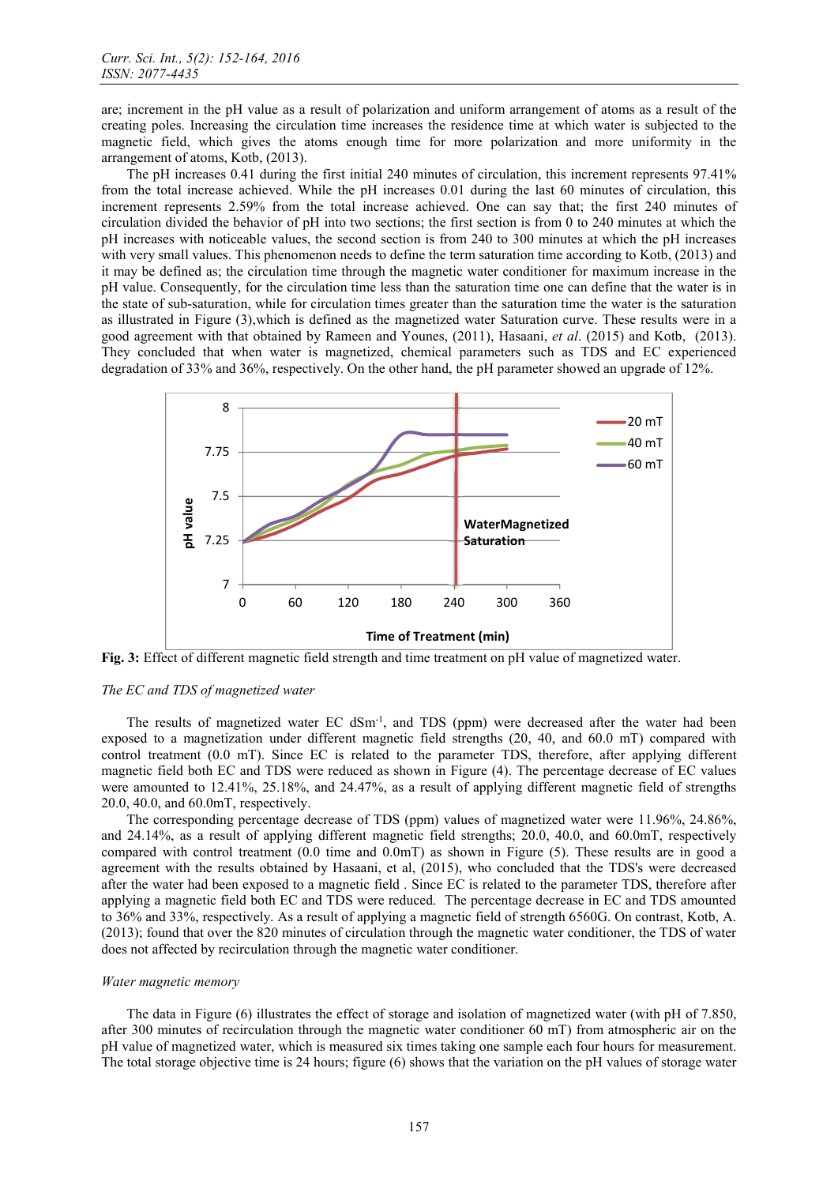are; increment in the pH value as a result of polarization and uniform arrangement of atoms as a result of the creating poles. Increasing the circulation time increases the residence time at which water is subjected to the magnetic field, which gives the atoms enough time for more polarization and more uniformity in the arrangement of atoms, Kotb, (2013).

The pH increases 0.41 during the first initial 240 minutes of circulation, this increment represents 97.41% from the total increase achieved. While the pH increases 0.01 during the last 60 minutes of circulation, this increment represents 2.59% from the total increase achieved. One can say that; the first 240 minutes of circulation divided the behavior of pH into two sections; the first section is from 0 to 240 minutes at which the pH increases with noticeable values, the second section is from 240 to 300 minutes at which the pH increases with very small values. This phenomenon needs to define the term saturation time according to Kotb, (2013) and it may be defined as; the circulation time through the magnetic water conditioner for maximum increase in the pH value. Consequently, for the circulation time less than the saturation time one can define that the water is in the state of sub-saturation, while for circulation times greater than the saturation time the water is the saturation as illustrated in Figure (3),which is defined as the magnetized water Saturation curve. These results were in a good agreement with that obtained by Rameen and Younes, (2011), Hasaani, *et al*. (2015) and Kotb, (2013). They concluded that when water is magnetized, chemical parameters such as TDS and EC experienced degradation of 33% and 36%, respectively. On the other hand, the pH parameter showed an upgrade of 12%.

**Fig. 3:** Effect of different magnetic field strength and time treatment on pH value of magnetized water.

*The EC and TDS of magnetized water*

The results of magnetized water EC $dSm^{-1}$, and TDS (ppm) were decreased after the water had been exposed to a magnetization under different magnetic field strengths (20, 40, and 60.0 mT) compared with control treatment (0.0 mT). Since EC is related to the parameter TDS, therefore, after applying different magnetic field both EC and TDS were reduced as shown in Figure (4). The percentage decrease of EC values were amounted to 12.41%, 25.18%, and 24.47%, as a result of applying different magnetic field of strengths 20.0, 40.0, and 60.0mT, respectively.

The corresponding percentage decrease of TDS (ppm) values of magnetized water were 11.96%, 24.86%, and 24.14%, as a result of applying different magnetic field strengths; 20.0, 40.0, and 60.0mT, respectively compared with control treatment (0.0 time and 0.0mT) as shown in Figure (5). These results are in good a agreement with the results obtained by Hasaani, et al, (2015), who concluded that the TDS's were decreased after the water had been exposed to a magnetic field . Since EC is related to the parameter TDS, therefore after applying a magnetic field both EC and TDS were reduced. The percentage decrease in EC and TDS amounted to 36% and 33%, respectively. As a result of applying a magnetic field of strength 6560G. On contrast, Kotb, A. (2013); found that over the 820 minutes of circulation through the magnetic water conditioner, the TDS of water does not affected by recirculation through the magnetic water conditioner.

*Water magnetic memory*

The data in Figure (6) illustrates the effect of storage and isolation of magnetized water (with pH of 7.850, after 300 minutes of recirculation through the magnetic water conditioner 60 mT) from atmospheric air on the pH value of magnetized water, which is measured six times taking one sample each four hours for measurement. The total storage objective time is 24 hours; figure (6) shows that the variation on the pH values of storage water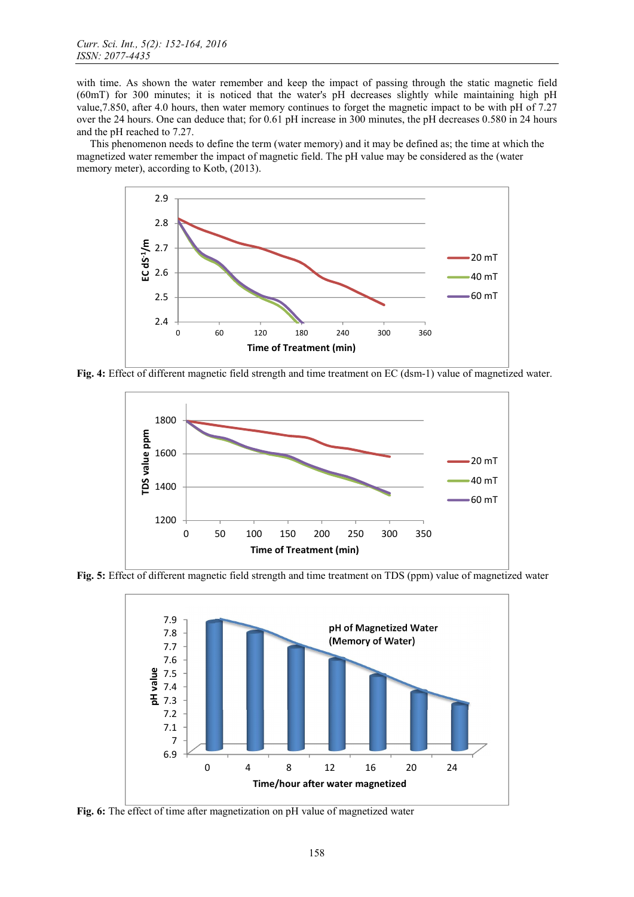with time. As shown the water remember and keep the impact of passing through the static magnetic field (60mT) for 300 minutes; it is noticed that the water's pH decreases slightly while maintaining high pH value,7.850, after 4.0 hours, then water memory continues to forget the magnetic impact to be with pH of 7.27 over the 24 hours. One can deduce that; for 0.61 pH increase in 300 minutes, the pH decreases 0.580 in 24 hours and the pH reached to 7.27.

This phenomenon needs to define the term (water memory) and it may be defined as; the time at which the magnetized water remember the impact of magnetic field. The pH value may be considered as the (water memory meter), according to Kotb, (2013).

**Fig. 4:** Effect of different magnetic field strength and time treatment on EC (dsm-1) value of magnetized water.

**Fig. 5:** Effect of different magnetic field strength and time treatment on TDS (ppm) value of magnetized water

**Fig. 6:** The effect of time after magnetization on pH value of magnetized water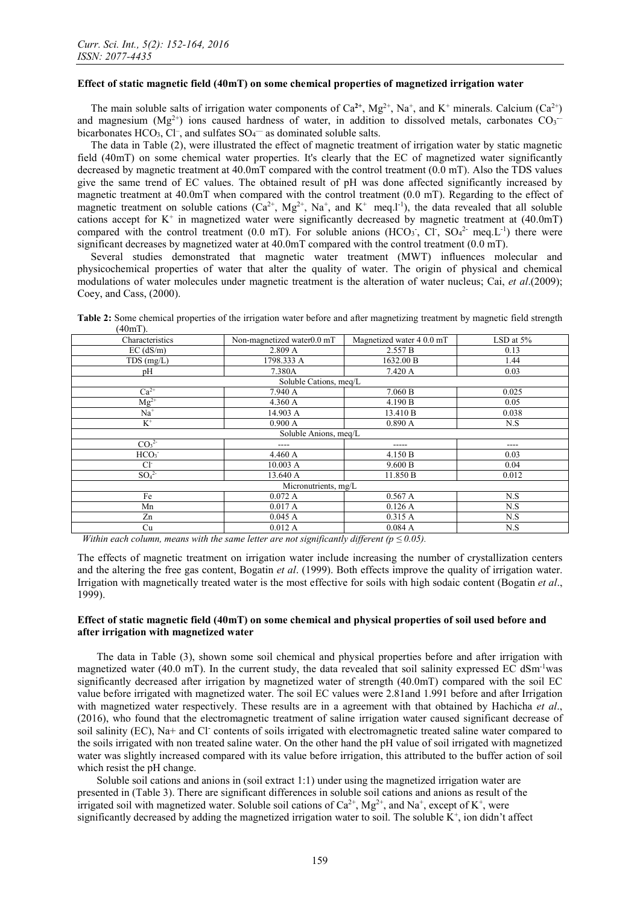**Effect of static magnetic field (40mT) on some chemical properties of magnetized irrigation water**

The main soluble salts of irrigation water components of $Ca^{2+}$, $Mg^{2+}$, $Na^{+}$, and $K^{+}$ minerals. Calcium ($Ca^{2+}$) and magnesium ($Mg^{2+}$) ions caused hardness of water, in addition to dissolved metals, carbonates $CO_3^{--}$ bicarbonates $HCO_3$, $Cl^{-}$, and sulfates $SO_4^{--}$ as dominated soluble salts.

The data in Table (2), were illustrated the effect of magnetic treatment of irrigation water by static magnetic field (40mT) on some chemical water properties. It's clearly that the EC of magnetized water significantly decreased by magnetic treatment at 40.0mT compared with the control treatment (0.0 mT). Also the TDS values give the same trend of EC values. The obtained result of pH was done affected significantly increased by magnetic treatment at 40.0mT when compared with the control treatment (0.0 mT). Regarding to the effect of magnetic treatment on soluble cations ($Ca^{2+}$, $Mg^{2+}$, $Na^{+}$, and $K^{+}$ meq.$l^{-1}$), the data revealed that all soluble cations accept for $K^{+}$ in magnetized water were significantly decreased by magnetic treatment at (40.0mT) compared with the control treatment (0.0 mT). For soluble anions ($HCO_3^{-}$, $Cl^{-}$, $SO_4^{2-}$ meq.$L^{-1}$) there were significant decreases by magnetized water at 40.0mT compared with the control treatment (0.0 mT).

Several studies demonstrated that magnetic water treatment (MWT) influences molecular and physicochemical properties of water that alter the quality of water. The origin of physical and chemical modulations of water molecules under magnetic treatment is the alteration of water nucleus; Cai, *et al*.(2009); Coey, and Cass, (2000).

**Table 2:** Some chemical properties of the irrigation water before and after magnetizing treatment by magnetic field strength (40mT).

| Characteristics | Non-magnetized water0.0 mT | Magnetized water 4 0.0 mT | LSD at 5% |
|---|---|---|---|
| EC (dS/m) | 2.809 A | 2.557 B | 0.13 |
| TDS (mg/L) | 1798.333 A | 1632.00 B | 1.44 |
| pH | 7.380A | 7.420 A | 0.03 |
| Soluble Cations, meq/L | | | |
| $Ca^{2+}$ | 7.940 A | 7.060 B | 0.025 |
| $Mg^{2+}$ | 4.360 A | 4.190 B | 0.05 |
| $Na^{+}$ | 14.903 A | 13.410 B | 0.038 |
| $K^{+}$ | 0.900 A | 0.890 A | N.S |
| Soluble Anions, meq/L | | | |
| $CO_3^{2-}$ | ---- | ----- | ---- |
| $HCO_3^{-}$ | 4.460 A | 4.150 B | 0.03 |
| $Cl^{-}$ | 10.003 A | 9.600 B | 0.04 |
| $SO_4^{2-}$ | 13.640 A | 11.850 B | 0.012 |
| Micronutrients, mg/L | | | |
| Fe | 0.072 A | 0.567 A | N.S |
| Mn | 0.017 A | 0.126 A | N.S |
| Zn | 0.045 A | 0.315 A | N.S |
| Cu | 0.012 A | 0.084 A | N.S |

*Within each column, means with the same letter are not significantly different ($p \leq 0.05$).*

The effects of magnetic treatment on irrigation water include increasing the number of crystallization centers and the altering the free gas content, Bogatin *et al*. (1999). Both effects improve the quality of irrigation water. Irrigation with magnetically treated water is the most effective for soils with high sodaic content (Bogatin *et al*., 1999).

**Effect of static magnetic field (40mT) on some chemical and physical properties of soil used before and after irrigation with magnetized water**

The data in Table (3), shown some soil chemical and physical properties before and after irrigation with magnetized water (40.0 mT). In the current study, the data revealed that soil salinity expressed EC $dSm^{-1}$was significantly decreased after irrigation by magnetized water of strength (40.0mT) compared with the soil EC value before irrigated with magnetized water. The soil EC values were 2.81and 1.991 before and after Irrigation with magnetized water respectively. These results are in a agreement with that obtained by Hachicha *et al*., (2016), who found that the electromagnetic treatment of saline irrigation water caused significant decrease of soil salinity (EC), Na+ and $Cl^{-}$ contents of soils irrigated with electromagnetic treated saline water compared to the soils irrigated with non treated saline water. On the other hand the pH value of soil irrigated with magnetized water was slightly increased compared with its value before irrigation, this attributed to the buffer action of soil which resist the pH change.

Soluble soil cations and anions in (soil extract 1:1) under using the magnetized irrigation water are presented in (Table 3). There are significant differences in soluble soil cations and anions as result of the irrigated soil with magnetized water. Soluble soil cations of $Ca^{2+}$, $Mg^{2+}$, and $Na^{+}$, except of $K^{+}$, were significantly decreased by adding the magnetized irrigation water to soil. The soluble $K^{+}$, ion didn't affect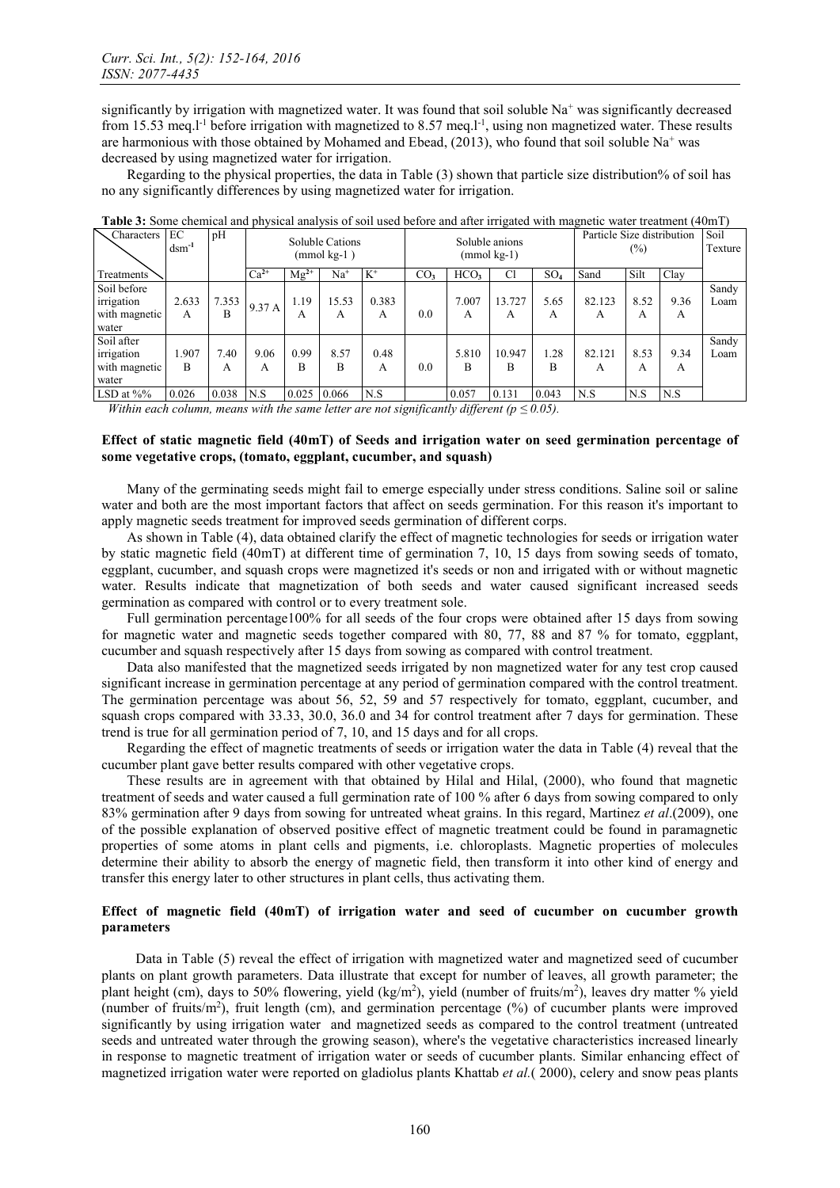significantly by irrigation with magnetized water. It was found that soil soluble $Na^+$ was significantly decreased from 15.53 meq.$l^{-1}$ before irrigation with magnetized to 8.57 meq.$l^{-1}$, using non magnetized water. These results are harmonious with those obtained by Mohamed and Ebead, (2013), who found that soil soluble $Na^+$ was decreased by using magnetized water for irrigation.

Regarding to the physical properties, the data in Table (3) shown that particle size distribution% of soil has no any significantly differences by using magnetized water for irrigation.

**Table 3:** Some chemical and physical analysis of soil used before and after irrigated with magnetic water treatment (40mT)

| Characters / Treatments | EC $dsm^{-1}$ | pH | Soluble Cations (mmol kg-1 ) | | | | Soluble anions (mmol kg-1) | | | | Particle Size distribution (%) | | | Soil Texture |
|---|---|---|---|---|---|---|---|---|---|---|---|---|---|---|
| | | | $Ca^{2+}$ | $Mg^{2+}$ | $Na^+$ | $K^+$ | $CO_3$ | $HCO_3$ | Cl | $SO_4$ | Sand | Silt | Clay | |
| Soil before irrigation with magnetic water | 2.633 A | 7.353 B | 9.37 A | 1.19 A | 15.53 A | 0.383 A | 0.0 | 7.007 A | 13.727 A | 5.65 A | 82.123 A | 8.52 A | 9.36 A | Sandy Loam |
| Soil after irrigation with magnetic water | 1.907 B | 7.40 A | 9.06 A | 0.99 B | 8.57 B | 0.48 A | 0.0 | 5.810 B | 10.947 B | 1.28 B | 82.121 A | 8.53 A | 9.34 A | Sandy Loam |
| LSD at %% | 0.026 | 0.038 | N.S | 0.025 | 0.066 | N.S | | 0.057 | 0.131 | 0.043 | N.S | N.S | N.S | |

*Within each column, means with the same letter are not significantly different ($p \leq 0.05$).*

### Effect of static magnetic field (40mT) of Seeds and irrigation water on seed germination percentage of some vegetative crops, (tomato, eggplant, cucumber, and squash)

Many of the germinating seeds might fail to emerge especially under stress conditions. Saline soil or saline water and both are the most important factors that affect on seeds germination. For this reason it's important to apply magnetic seeds treatment for improved seeds germination of different corps.

As shown in Table (4), data obtained clarify the effect of magnetic technologies for seeds or irrigation water by static magnetic field (40mT) at different time of germination 7, 10, 15 days from sowing seeds of tomato, eggplant, cucumber, and squash crops were magnetized it's seeds or non and irrigated with or without magnetic water. Results indicate that magnetization of both seeds and water caused significant increased seeds germination as compared with control or to every treatment sole.

Full germination percentage100% for all seeds of the four crops were obtained after 15 days from sowing for magnetic water and magnetic seeds together compared with 80, 77, 88 and 87 % for tomato, eggplant, cucumber and squash respectively after 15 days from sowing as compared with control treatment.

Data also manifested that the magnetized seeds irrigated by non magnetized water for any test crop caused significant increase in germination percentage at any period of germination compared with the control treatment. The germination percentage was about 56, 52, 59 and 57 respectively for tomato, eggplant, cucumber, and squash crops compared with 33.33, 30.0, 36.0 and 34 for control treatment after 7 days for germination. These trend is true for all germination period of 7, 10, and 15 days and for all crops.

Regarding the effect of magnetic treatments of seeds or irrigation water the data in Table (4) reveal that the cucumber plant gave better results compared with other vegetative crops.

These results are in agreement with that obtained by Hilal and Hilal, (2000), who found that magnetic treatment of seeds and water caused a full germination rate of 100 % after 6 days from sowing compared to only 83% germination after 9 days from sowing for untreated wheat grains. In this regard, Martinez *et al*.(2009), one of the possible explanation of observed positive effect of magnetic treatment could be found in paramagnetic properties of some atoms in plant cells and pigments, i.e. chloroplasts. Magnetic properties of molecules determine their ability to absorb the energy of magnetic field, then transform it into other kind of energy and transfer this energy later to other structures in plant cells, thus activating them.

### Effect of magnetic field (40mT) of irrigation water and seed of cucumber on cucumber growth parameters

Data in Table (5) reveal the effect of irrigation with magnetized water and magnetized seed of cucumber plants on plant growth parameters. Data illustrate that except for number of leaves, all growth parameter; the plant height (cm), days to 50% flowering, yield (kg/$m^2$), yield (number of fruits/$m^2$), leaves dry matter % yield (number of fruits/$m^2$), fruit length (cm), and germination percentage (%) of cucumber plants were improved significantly by using irrigation water and magnetized seeds as compared to the control treatment (untreated seeds and untreated water through the growing season), where's the vegetative characteristics increased linearly in response to magnetic treatment of irrigation water or seeds of cucumber plants. Similar enhancing effect of magnetized irrigation water were reported on gladiolus plants Khattab *et al.*( 2000), celery and snow peas plants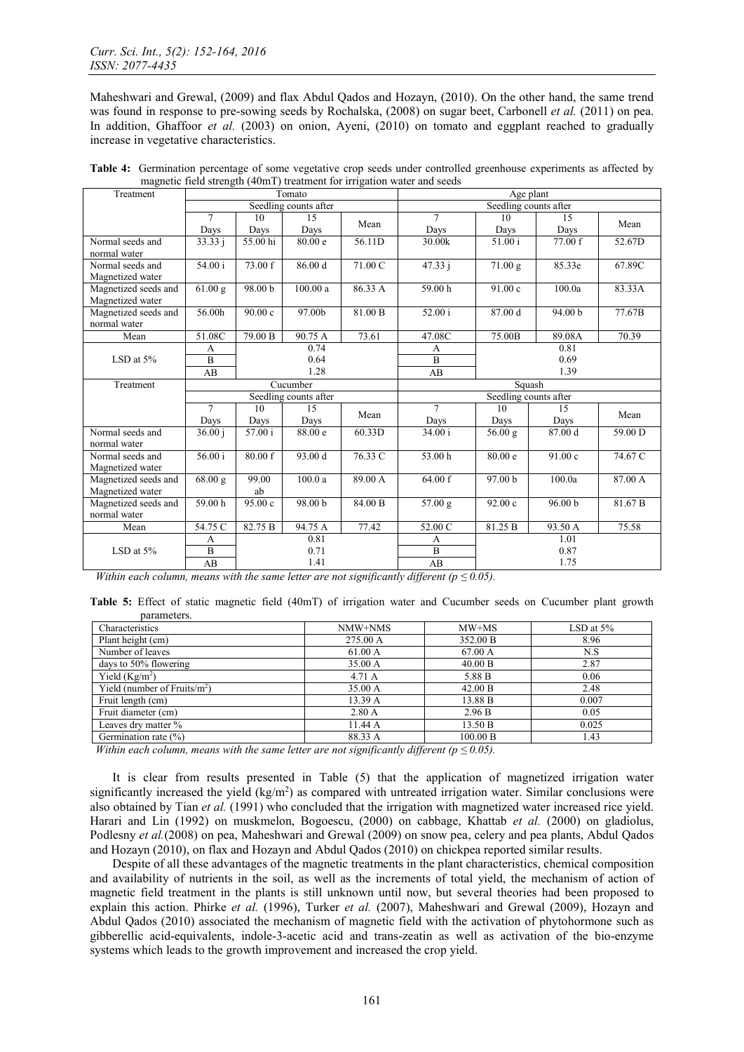Maheshwari and Grewal, (2009) and flax Abdul Qados and Hozayn, (2010). On the other hand, the same trend was found in response to pre-sowing seeds by Rochalska, (2008) on sugar beet, Carbonell *et al.* (2011) on pea. In addition, Ghaffoor *et al.* (2003) on onion, Ayeni, (2010) on tomato and eggplant reached to gradually increase in vegetative characteristics.

**Table 4:** Germination percentage of some vegetative crop seeds under controlled greenhouse experiments as affected by magnetic field strength (40mT) treatment for irrigation water and seeds

| Treatment | Tomato | | | | Age plant | | | |
|---|---|---|---|---|---|---|---|---|
| | Seedling counts after | | | | Seedling counts after | | | |
| | 7 Days | 10 Days | 15 Days | Mean | 7 Days | 10 Days | 15 Days | Mean |
| Normal seeds and normal water | 33.33 j | 55.00 hi | 80.00 e | 56.11D | 30.00k | 51.00 i | 77.00 f | 52.67D |
| Normal seeds and Magnetized water | 54.00 i | 73.00 f | 86.00 d | 71.00 C | 47.33 j | 71.00 g | 85.33e | 67.89C |
| Magnetized seeds and Magnetized water | 61.00 g | 98.00 b | 100.00 a | 86.33 A | 59.00 h | 91.00 c | 100.0a | 83.33A |
| Magnetized seeds and normal water | 56.00h | 90.00 c | 97.00b | 81.00 B | 52.00 i | 87.00 d | 94.00 b | 77.67B |
| Mean | 51.08C | 79.00 B | 90.75 A | 73.61 | 47.08C | 75.00B | 89.08A | 70.39 |
| LSD at 5% | A | 0.74 | | | A | 0.81 | | |
| | B | 0.64 | | | B | 0.69 | | |
| | AB | 1.28 | | | AB | 1.39 | | |
| Treatment | Cucumber | | | | Squash | | | |
| | Seedling counts after | | | | Seedling counts after | | | |
| | 7 Days | 10 Days | 15 Days | Mean | 7 Days | 10 Days | 15 Days | Mean |
| Normal seeds and normal water | 36.00 j | 57.00 i | 88.00 e | 60.33D | 34.00 i | 56.00 g | 87.00 d | 59.00 D |
| Normal seeds and Magnetized water | 56.00 i | 80.00 f | 93.00 d | 76.33 C | 53.00 h | 80.00 e | 91.00 c | 74.67 C |
| Magnetized seeds and Magnetized water | 68.00 g | 99.00 ab | 100.0 a | 89.00 A | 64.00 f | 97.00 b | 100.0a | 87.00 A |
| Magnetized seeds and normal water | 59.00 h | 95.00 c | 98.00 b | 84.00 B | 57.00 g | 92.00 c | 96.00 b | 81.67 B |
| Mean | 54.75 C | 82.75 B | 94.75 A | 77.42 | 52.00 C | 81.25 B | 93.50 A | 75.58 |
| LSD at 5% | A | 0.81 | | | A | 1.01 | | |
| | B | 0.71 | | | B | 0.87 | | |
| | AB | 1.41 | | | AB | 1.75 | | |

*Within each column, means with the same letter are not significantly different ($p \leq 0.05$).*

**Table 5:** Effect of static magnetic field (40mT) of irrigation water and Cucumber seeds on Cucumber plant growth parameters.

| Characteristics | NMW+NMS | MW+MS | LSD at 5% |
|---|---|---|---|
| Plant height (cm) | 275.00 A | 352.00 B | 8.96 |
| Number of leaves | 61.00 A | 67.00 A | N.S |
| days to 50% flowering | 35.00 A | 40.00 B | 2.87 |
| Yield ($Kg/m^2$) | 4.71 A | 5.88 B | 0.06 |
| Yield (number of Fruits/$m^2$) | 35.00 A | 42.00 B | 2.48 |
| Fruit length (cm) | 13.39 A | 13.88 B | 0.007 |
| Fruit diameter (cm) | 2.80 A | 2.96 B | 0.05 |
| Leaves dry matter % | 11.44 A | 13.50 B | 0.025 |
| Germination rate (%) | 88.33 A | 100.00 B | 1.43 |

*Within each column, means with the same letter are not significantly different ($p \leq 0.05$).*

It is clear from results presented in Table (5) that the application of magnetized irrigation water significantly increased the yield ($kg/m^2$) as compared with untreated irrigation water. Similar conclusions were also obtained by Tian *et al.* (1991) who concluded that the irrigation with magnetized water increased rice yield. Harari and Lin (1992) on muskmelon, Bogoescu, (2000) on cabbage, Khattab *et al.* (2000) on gladiolus, Podlesny *et al.*(2008) on pea, Maheshwari and Grewal (2009) on snow pea, celery and pea plants, Abdul Qados and Hozayn (2010), on flax and Hozayn and Abdul Qados (2010) on chickpea reported similar results.

Despite of all these advantages of the magnetic treatments in the plant characteristics, chemical composition and availability of nutrients in the soil, as well as the increments of total yield, the mechanism of action of magnetic field treatment in the plants is still unknown until now, but several theories had been proposed to explain this action. Phirke *et al.* (1996), Turker *et al.* (2007), Maheshwari and Grewal (2009), Hozayn and Abdul Qados (2010) associated the mechanism of magnetic field with the activation of phytohormone such as gibberellic acid-equivalents, indole-3-acetic acid and trans-zeatin as well as activation of the bio-enzyme systems which leads to the growth improvement and increased the crop yield.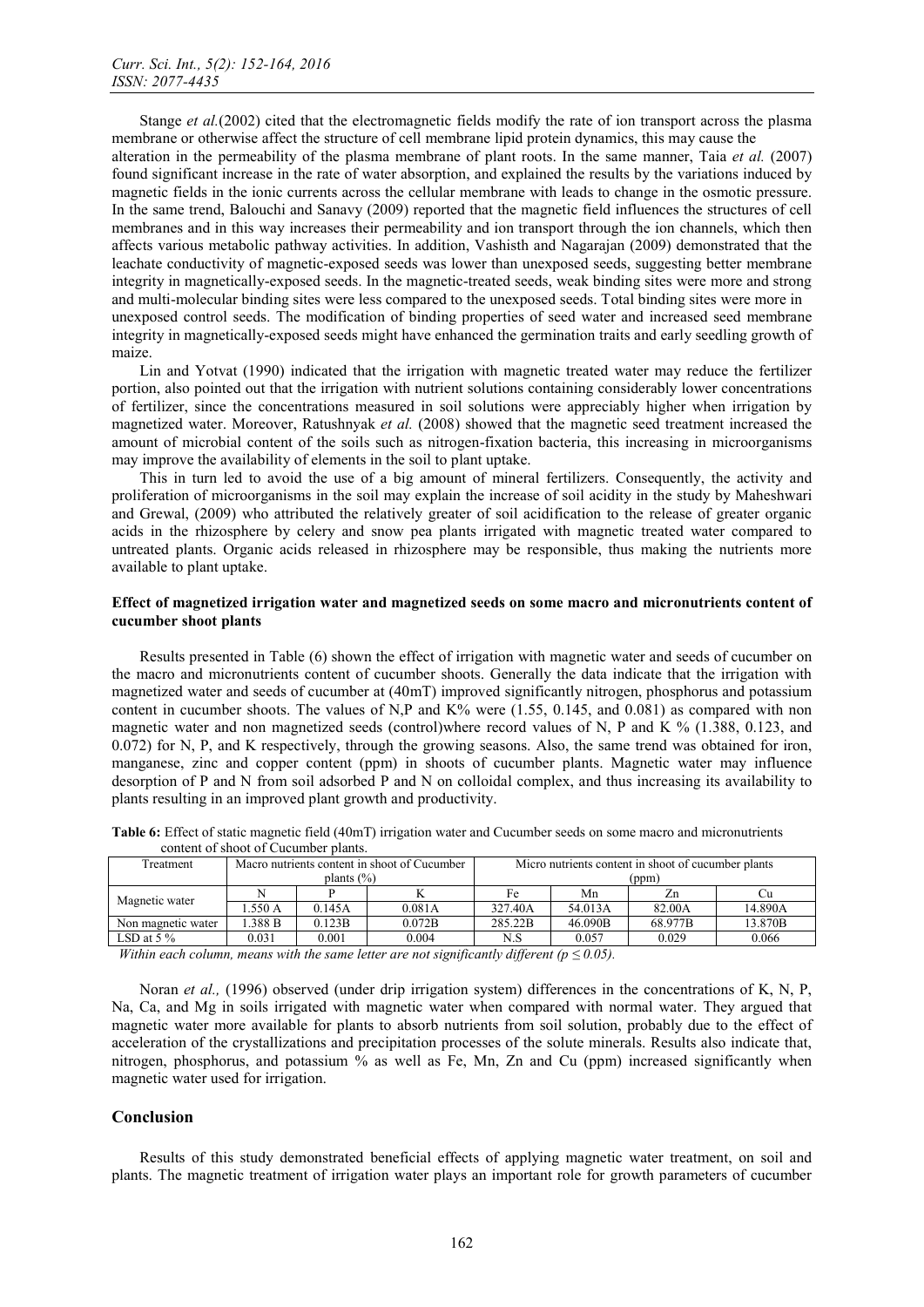Stange *et al.*(2002) cited that the electromagnetic fields modify the rate of ion transport across the plasma membrane or otherwise affect the structure of cell membrane lipid protein dynamics, this may cause the alteration in the permeability of the plasma membrane of plant roots. In the same manner, Taia *et al.* (2007) found significant increase in the rate of water absorption, and explained the results by the variations induced by magnetic fields in the ionic currents across the cellular membrane with leads to change in the osmotic pressure. In the same trend, Balouchi and Sanavy (2009) reported that the magnetic field influences the structures of cell membranes and in this way increases their permeability and ion transport through the ion channels, which then affects various metabolic pathway activities. In addition, Vashisth and Nagarajan (2009) demonstrated that the leachate conductivity of magnetic-exposed seeds was lower than unexposed seeds, suggesting better membrane integrity in magnetically-exposed seeds. In the magnetic-treated seeds, weak binding sites were more and strong and multi-molecular binding sites were less compared to the unexposed seeds. Total binding sites were more in unexposed control seeds. The modification of binding properties of seed water and increased seed membrane integrity in magnetically-exposed seeds might have enhanced the germination traits and early seedling growth of maize.

Lin and Yotvat (1990) indicated that the irrigation with magnetic treated water may reduce the fertilizer portion, also pointed out that the irrigation with nutrient solutions containing considerably lower concentrations of fertilizer, since the concentrations measured in soil solutions were appreciably higher when irrigation by magnetized water. Moreover, Ratushnyak *et al.* (2008) showed that the magnetic seed treatment increased the amount of microbial content of the soils such as nitrogen-fixation bacteria, this increasing in microorganisms may improve the availability of elements in the soil to plant uptake.

This in turn led to avoid the use of a big amount of mineral fertilizers. Consequently, the activity and proliferation of microorganisms in the soil may explain the increase of soil acidity in the study by Maheshwari and Grewal, (2009) who attributed the relatively greater of soil acidification to the release of greater organic acids in the rhizosphere by celery and snow pea plants irrigated with magnetic treated water compared to untreated plants. Organic acids released in rhizosphere may be responsible, thus making the nutrients more available to plant uptake.

### Effect of magnetized irrigation water and magnetized seeds on some macro and micronutrients content of cucumber shoot plants

Results presented in Table (6) shown the effect of irrigation with magnetic water and seeds of cucumber on the macro and micronutrients content of cucumber shoots. Generally the data indicate that the irrigation with magnetized water and seeds of cucumber at (40mT) improved significantly nitrogen, phosphorus and potassium content in cucumber shoots. The values of N,P and K% were (1.55, 0.145, and 0.081) as compared with non magnetic water and non magnetized seeds (control)where record values of N, P and K % (1.388, 0.123, and 0.072) for N, P, and K respectively, through the growing seasons. Also, the same trend was obtained for iron, manganese, zinc and copper content (ppm) in shoots of cucumber plants. Magnetic water may influence desorption of P and N from soil adsorbed P and N on colloidal complex, and thus increasing its availability to plants resulting in an improved plant growth and productivity.

**Table 6:** Effect of static magnetic field (40mT) irrigation water and Cucumber seeds on some macro and micronutrients content of shoot of Cucumber plants.

| Treatment | Macro nutrients content in shoot of Cucumber plants (%) | | | Micro nutrients content in shoot of cucumber plants (ppm) | | | |
|---|---|---|---|---|---|---|---|
| | N | P | K | Fe | Mn | Zn | Cu |
| Magnetic water | 1.550 A | 0.145A | 0.081A | 327.40A | 54.013A | 82.00A | 14.890A |
| Non magnetic water | 1.388 B | 0.123B | 0.072B | 285.22B | 46.090B | 68.977B | 13.870B |
| LSD at 5 % | 0.031 | 0.001 | 0.004 | N.S | 0.057 | 0.029 | 0.066 |

*Within each column, means with the same letter are not significantly different ($p \leq 0.05$).*

Noran *et al.,* (1996) observed (under drip irrigation system) differences in the concentrations of K, N, P, Na, Ca, and Mg in soils irrigated with magnetic water when compared with normal water. They argued that magnetic water more available for plants to absorb nutrients from soil solution, probably due to the effect of acceleration of the crystallizations and precipitation processes of the solute minerals. Results also indicate that, nitrogen, phosphorus, and potassium % as well as Fe, Mn, Zn and Cu (ppm) increased significantly when magnetic water used for irrigation.

## Conclusion

Results of this study demonstrated beneficial effects of applying magnetic water treatment, on soil and plants. The magnetic treatment of irrigation water plays an important role for growth parameters of cucumber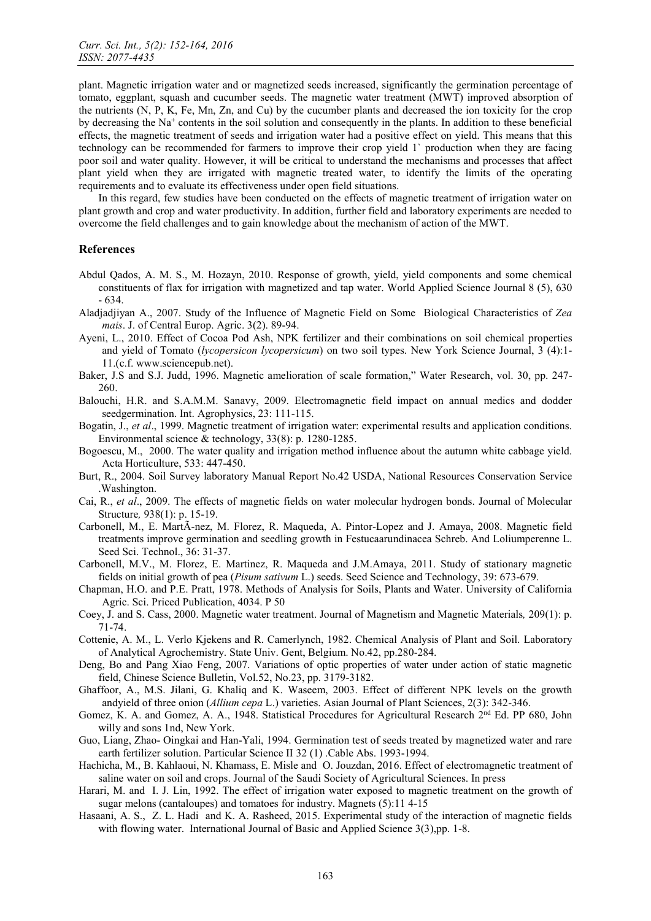plant. Magnetic irrigation water and or magnetized seeds increased, significantly the germination percentage of tomato, eggplant, squash and cucumber seeds. The magnetic water treatment (MWT) improved absorption of the nutrients (N, P, K, Fe, Mn, Zn, and Cu) by the cucumber plants and decreased the ion toxicity for the crop by decreasing the $Na^+$ contents in the soil solution and consequently in the plants. In addition to these beneficial effects, the magnetic treatment of seeds and irrigation water had a positive effect on yield. This means that this technology can be recommended for farmers to improve their crop yield 1` production when they are facing poor soil and water quality. However, it will be critical to understand the mechanisms and processes that affect plant yield when they are irrigated with magnetic treated water, to identify the limits of the operating requirements and to evaluate its effectiveness under open field situations.

In this regard, few studies have been conducted on the effects of magnetic treatment of irrigation water on plant growth and crop and water productivity. In addition, further field and laboratory experiments are needed to overcome the field challenges and to gain knowledge about the mechanism of action of the MWT.

## References

Abdul Qados, A. M. S., M. Hozayn, 2010. Response of growth, yield, yield components and some chemical constituents of flax for irrigation with magnetized and tap water. World Applied Science Journal 8 (5), 630 - 634.

Aladjadjiyan A., 2007. Study of the Influence of Magnetic Field on Some Biological Characteristics of *Zea mais*. J. of Central Europ. Agric. 3(2). 89-94.

Ayeni, L., 2010. Effect of Cocoa Pod Ash, NPK fertilizer and their combinations on soil chemical properties and yield of Tomato (*lycopersicon lycopersicum*) on two soil types. New York Science Journal, 3 (4):1-11.(c.f. www.sciencepub.net).

Baker, J.S and S.J. Judd, 1996. Magnetic amelioration of scale formation," Water Research, vol. 30, pp. 247-260.

Balouchi, H.R. and S.A.M.M. Sanavy, 2009. Electromagnetic field impact on annual medics and dodder seedgermination. Int. Agrophysics, 23: 111-115.

Bogatin, J., *et al*., 1999. Magnetic treatment of irrigation water: experimental results and application conditions. Environmental science & technology, 33(8): p. 1280-1285.

Bogoescu, M., 2000. The water quality and irrigation method influence about the autumn white cabbage yield. Acta Horticulture, 533: 447-450.

Burt, R., 2004. Soil Survey laboratory Manual Report No.42 USDA, National Resources Conservation Service .Washington.

Cai, R., *et al*., 2009. The effects of magnetic fields on water molecular hydrogen bonds. Journal of Molecular Structure*,* 938(1): p. 15-19.

Carbonell, M., E. MartÃ-nez, M. Florez, R. Maqueda, A. Pintor-Lopez and J. Amaya, 2008. Magnetic field treatments improve germination and seedling growth in Festucaarundinacea Schreb. And Loliumperenne L. Seed Sci. Technol., 36: 31-37.

Carbonell, M.V., M. Florez, E. Martinez, R. Maqueda and J.M.Amaya, 2011. Study of stationary magnetic fields on initial growth of pea (*Pisum sativum* L.) seeds. Seed Science and Technology, 39: 673-679.

Chapman, H.O. and P.E. Pratt, 1978. Methods of Analysis for Soils, Plants and Water. University of California Agric. Sci. Priced Publication, 4034. P 50

Coey, J. and S. Cass, 2000. Magnetic water treatment. Journal of Magnetism and Magnetic Materials*,* 209(1): p. 71-74.

Cottenie, A. M., L. Verlo Kjekens and R. Camerlynch, 1982. Chemical Analysis of Plant and Soil. Laboratory of Analytical Agrochemistry. State Univ. Gent, Belgium. No.42, pp.280-284.

Deng, Bo and Pang Xiao Feng, 2007. Variations of optic properties of water under action of static magnetic field, Chinese Science Bulletin, Vol.52, No.23, pp. 3179-3182.

Ghaffoor, A., M.S. Jilani, G. Khaliq and K. Waseem, 2003. Effect of different NPK levels on the growth andyield of three onion (*Allium cepa* L.) varieties. Asian Journal of Plant Sciences, 2(3): 342-346.

Gomez, K. A. and Gomez, A. A., 1948. Statistical Procedures for Agricultural Research 2nd Ed. PP 680, John willy and sons 1nd, New York.

Guo, Liang, Zhao- Oingkai and Han-Yali, 1994. Germination test of seeds treated by magnetized water and rare earth fertilizer solution. Particular Science II 32 (1) .Cable Abs. 1993-1994.

Hachicha, M., B. Kahlaoui, N. Khamass, E. Misle and O. Jouzdan, 2016. Effect of electromagnetic treatment of saline water on soil and crops. Journal of the Saudi Society of Agricultural Sciences. In press

Harari, M. and I. J. Lin, 1992. The effect of irrigation water exposed to magnetic treatment on the growth of sugar melons (cantaloupes) and tomatoes for industry. Magnets (5):11 4-15

Hasaani, A. S., Z. L. Hadi and K. A. Rasheed, 2015. Experimental study of the interaction of magnetic fields with flowing water. International Journal of Basic and Applied Science 3(3),pp. 1-8.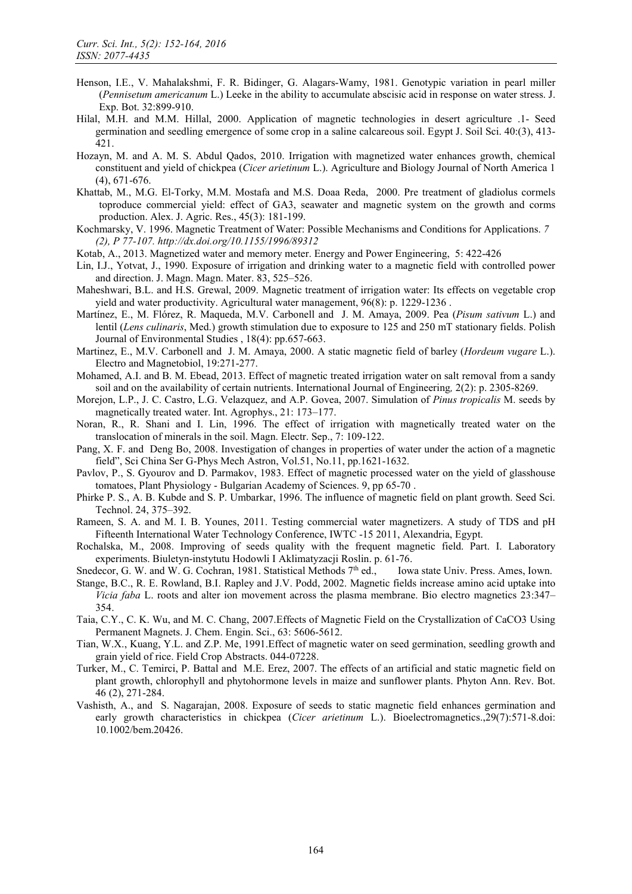Henson, I.E., V. Mahalakshmi, F. R. Bidinger, G. Alagars-Wamy, 1981. Genotypic variation in pearl miller (*Pennisetum americanum* L.) Leeke in the ability to accumulate abscisic acid in response on water stress. J. Exp. Bot. 32:899-910.

Hilal, M.H. and M.M. Hillal, 2000. Application of magnetic technologies in desert agriculture .1- Seed germination and seedling emergence of some crop in a saline calcareous soil. Egypt J. Soil Sci. 40:(3), 413-421.

Hozayn, M. and A. M. S. Abdul Qados, 2010. Irrigation with magnetized water enhances growth, chemical constituent and yield of chickpea (*Cicer arietinum* L.). Agriculture and Biology Journal of North America 1 (4), 671-676.

Khattab, M., M.G. El-Torky, M.M. Mostafa and M.S. Doaa Reda, 2000. Pre treatment of gladiolus cormels toproduce commercial yield: effect of GA3, seawater and magnetic system on the growth and corms production. Alex. J. Agric. Res., 45(3): 181-199.

Kochmarsky, V. 1996. Magnetic Treatment of Water: Possible Mechanisms and Conditions for Applications. *7 (2), P 77-107. http://dx.doi.org/10.1155/1996/89312*

Kotab, A., 2013. Magnetized water and memory meter. Energy and Power Engineering, 5: 422-426

Lin, I.J., Yotvat, J., 1990. Exposure of irrigation and drinking water to a magnetic field with controlled power and direction. J. Magn. Magn. Mater. 83, 525–526.

Maheshwari, B.L. and H.S. Grewal, 2009. Magnetic treatment of irrigation water: Its effects on vegetable crop yield and water productivity. Agricultural water management, 96(8): p. 1229-1236 .

Martínez, E., M. Flórez, R. Maqueda, M.V. Carbonell and J. M. Amaya, 2009. Pea (*Pisum sativum* L.) and lentil (*Lens culinaris*, Med.) growth stimulation due to exposure to 125 and 250 mT stationary fields. Polish Journal of Environmental Studies , 18(4): pp.657-663.

Martinez, E., M.V. Carbonell and J. M. Amaya, 2000. A static magnetic field of barley (*Hordeum vugare* L.). Electro and Magnetobiol, 19:271-277.

Mohamed, A.I. and B. M. Ebead, 2013. Effect of magnetic treated irrigation water on salt removal from a sandy soil and on the availability of certain nutrients. International Journal of Engineering*,* 2(2): p. 2305-8269.

Morejon, L.P., J. C. Castro, L.G. Velazquez, and A.P. Govea, 2007. Simulation of *Pinus tropicalis* M. seeds by magnetically treated water. Int. Agrophys., 21: 173–177.

Noran, R., R. Shani and I. Lin, 1996. The effect of irrigation with magnetically treated water on the translocation of minerals in the soil. Magn. Electr. Sep., 7: 109-122.

Pang, X. F. and Deng Bo, 2008. Investigation of changes in properties of water under the action of a magnetic field", Sci China Ser G-Phys Mech Astron, Vol.51, No.11, pp.1621-1632.

Pavlov, P., S. Gyourov and D. Parmakov, 1983. Effect of magnetic processed water on the yield of glasshouse tomatoes, Plant Physiology - Bulgarian Academy of Sciences. 9, pp 65-70 .

Phirke P. S., A. B. Kubde and S. P. Umbarkar, 1996. The influence of magnetic field on plant growth. Seed Sci. Technol. 24, 375–392.

Rameen, S. A. and M. I. B. Younes, 2011. Testing commercial water magnetizers. A study of TDS and pH Fifteenth International Water Technology Conference, IWTC -15 2011, Alexandria, Egypt.

Rochalska, M., 2008. Improving of seeds quality with the frequent magnetic field. Part. I. Laboratory experiments. Biuletyn-instytutu Hodowli I Aklimatyzacji Roslin. p. 61-76.

Snedecor, G. W. and W. G. Cochran, 1981. Statistical Methods 7th ed., Iowa state Univ. Press. Ames, Iown.

Stange, B.C., R. E. Rowland, B.I. Rapley and J.V. Podd, 2002. Magnetic fields increase amino acid uptake into *Vicia faba* L. roots and alter ion movement across the plasma membrane. Bio electro magnetics 23:347–354.

Taia, C.Y., C. K. Wu, and M. C. Chang, 2007.Effects of Magnetic Field on the Crystallization of CaCO3 Using Permanent Magnets. J. Chem. Engin. Sci., 63: 5606-5612.

Tian, W.X., Kuang, Y.L. and Z.P. Me, 1991.Effect of magnetic water on seed germination, seedling growth and grain yield of rice. Field Crop Abstracts. 044-07228.

Turker, M., C. Temirci, P. Battal and M.E. Erez, 2007. The effects of an artificial and static magnetic field on plant growth, chlorophyll and phytohormone levels in maize and sunflower plants. Phyton Ann. Rev. Bot. 46 (2), 271-284.

Vashisth, A., and S. Nagarajan, 2008. Exposure of seeds to static magnetic field enhances germination and early growth characteristics in chickpea (*Cicer arietinum* L.). Bioelectromagnetics.,29(7):571-8.doi: 10.1002/bem.20426.